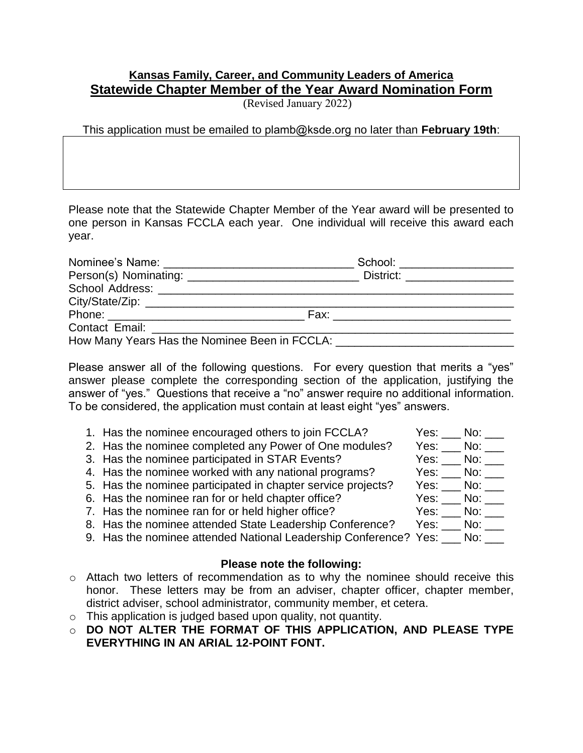**Kansas Family, Career, and Community Leaders of America**

## Statewide Chapter Member of the Year Award Nomination Form

(Revised January 2022)

This application must be emailed to plamb@ksde.org no later than **February 19th**:

Please note that the Statewide Chapter Member of the Year award will be presented to one person in Kansas FCCLA each year. One individual will receive this award each year.

Nominee's Name: ______________________________ School: __________________

Person(s) Nominating: ___________________________ District: _________________

School Address: ___________________________________________________________

City/State/Zip: ____________________________________________________________

Phone: _______________________________ Fax: ____________________________

Contact Email: ____________________________________________________________

How Many Years Has the Nominee Been in FCCLA: ____________________________

Please answer all of the following questions. For every question that merits a "yes" answer please complete the corresponding section of the application, justifying the answer of "yes." Questions that receive a "no" answer require no additional information. To be considered, the application must contain at least eight "yes" answers.

1. Has the nominee encouraged others to join FCCLA? Yes: ___ No: ___
2. Has the nominee completed any Power of One modules? Yes: ___ No: ___
3. Has the nominee participated in STAR Events? Yes: ___ No: ___
4. Has the nominee worked with any national programs? Yes: ___ No: ___
5. Has the nominee participated in chapter service projects? Yes: ___ No: ___
6. Has the nominee ran for or held chapter office? Yes: ___ No: ___
7. Has the nominee ran for or held higher office? Yes: ___ No: ___
8. Has the nominee attended State Leadership Conference? Yes: ___ No: ___
9. Has the nominee attended National Leadership Conference? Yes: ___ No: ___

**Please note the following:**

- Attach two letters of recommendation as to why the nominee should receive this honor. These letters may be from an adviser, chapter officer, chapter member, district adviser, school administrator, community member, et cetera.
- This application is judged based upon quality, not quantity.
- **DO NOT ALTER THE FORMAT OF THIS APPLICATION, AND PLEASE TYPE EVERYTHING IN AN ARIAL 12-POINT FONT.**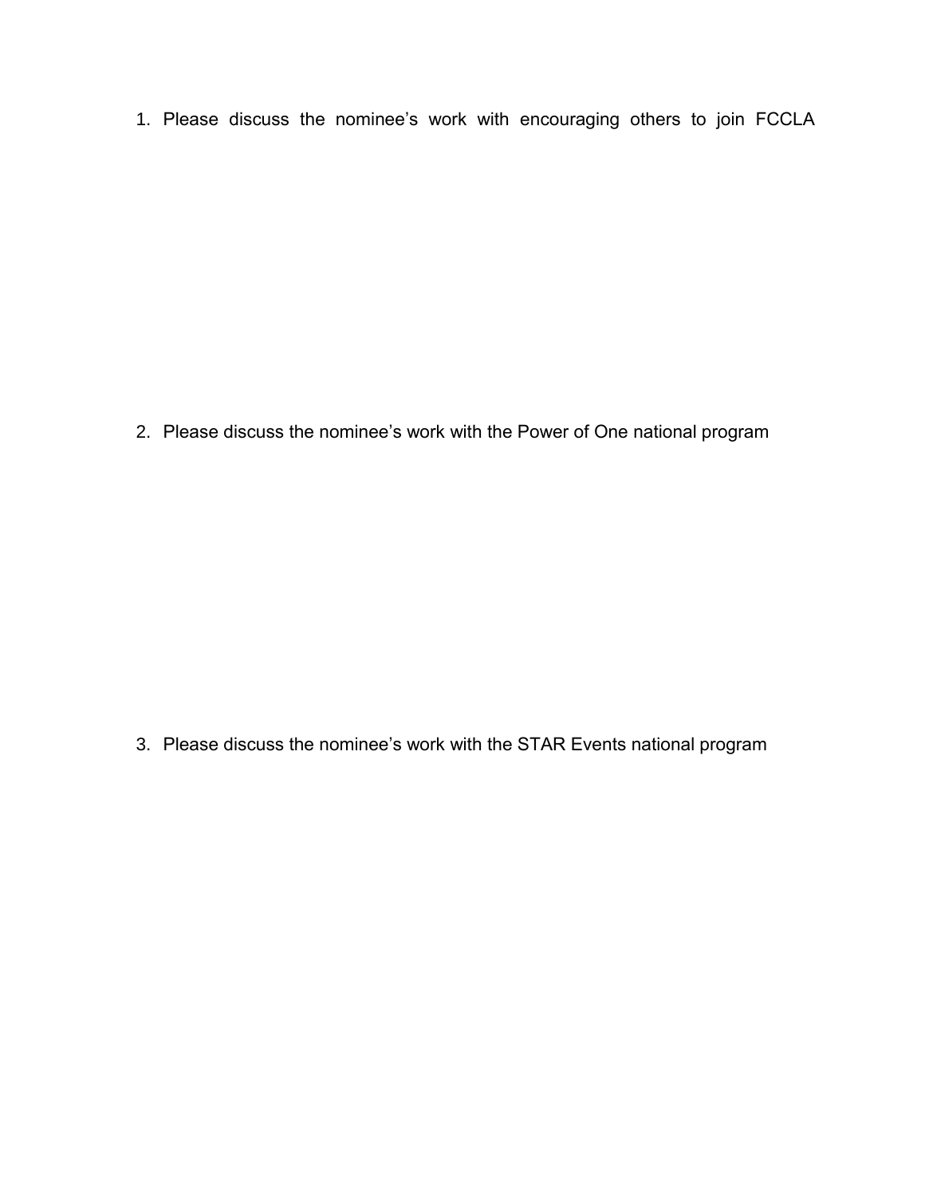1. Please discuss the nominee's work with encouraging others to join FCCLA

2. Please discuss the nominee's work with the Power of One national program

3. Please discuss the nominee's work with the STAR Events national program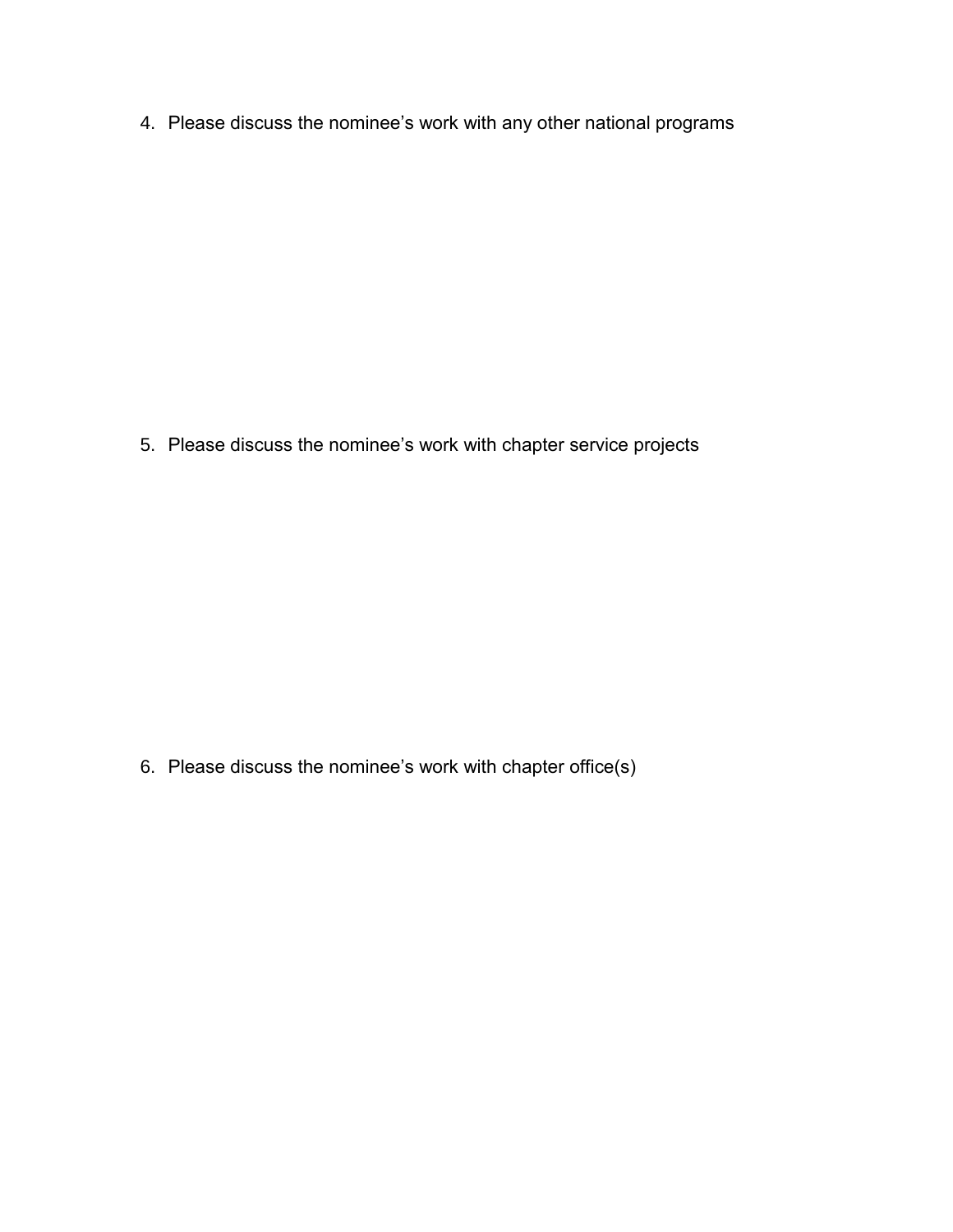4. Please discuss the nominee’s work with any other national programs

5. Please discuss the nominee’s work with chapter service projects

6. Please discuss the nominee’s work with chapter office(s)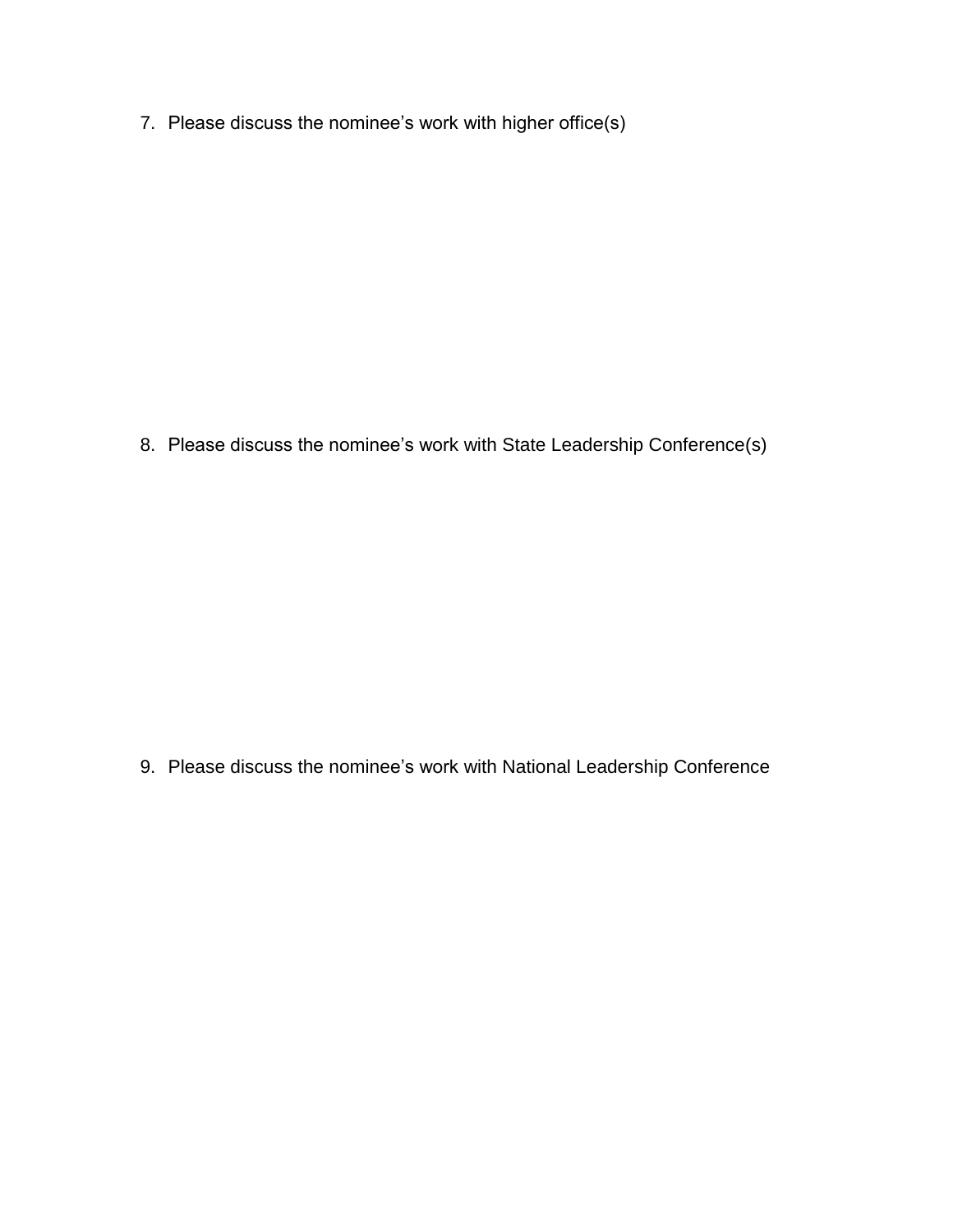7. Please discuss the nominee’s work with higher office(s)

8. Please discuss the nominee’s work with State Leadership Conference(s)

9. Please discuss the nominee’s work with National Leadership Conference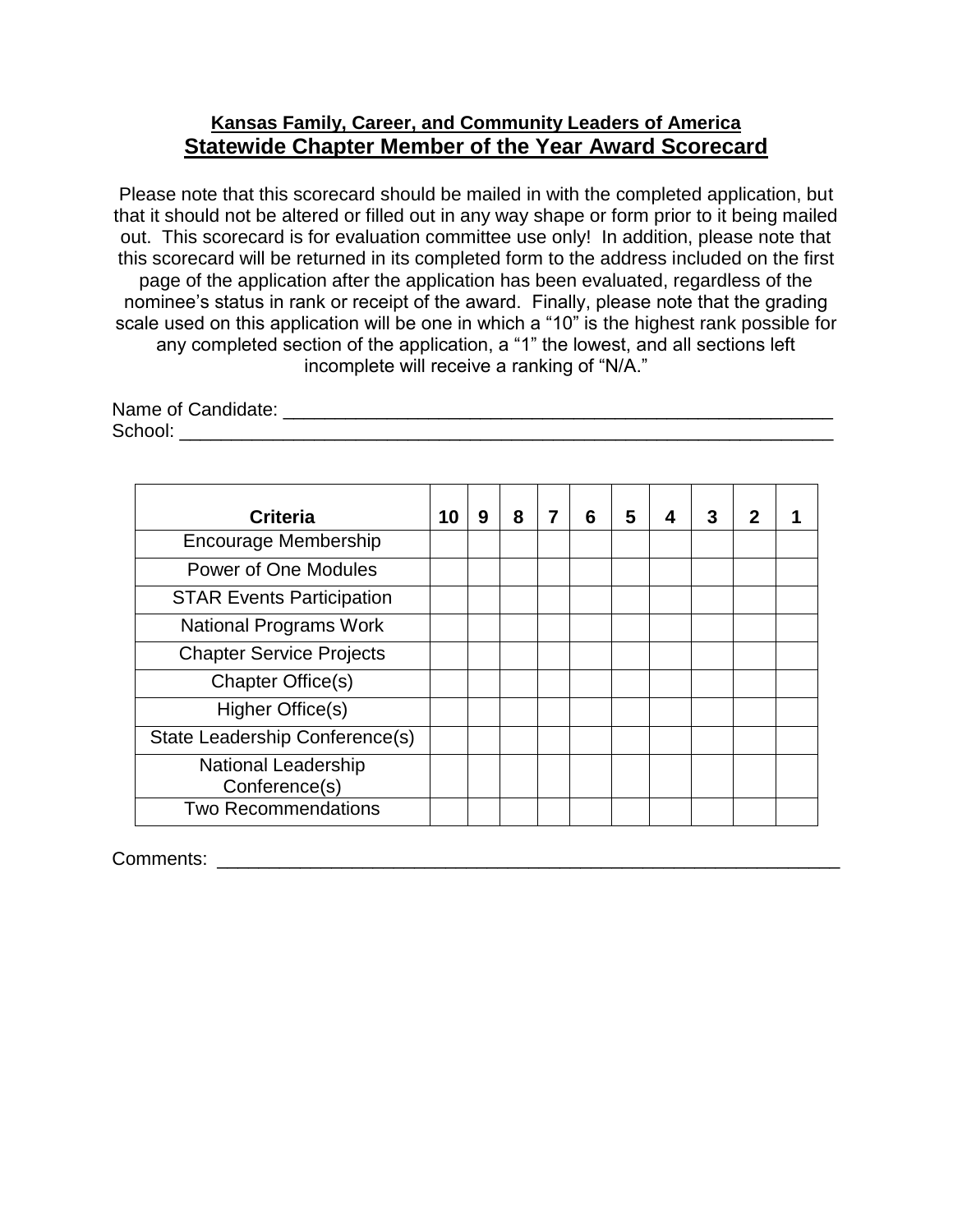**Kansas Family, Career, and Community Leaders of America**

## Statewide Chapter Member of the Year Award Scorecard

Please note that this scorecard should be mailed in with the completed application, but that it should not be altered or filled out in any way shape or form prior to it being mailed out. This scorecard is for evaluation committee use only! In addition, please note that this scorecard will be returned in its completed form to the address included on the first page of the application after the application has been evaluated, regardless of the nominee's status in rank or receipt of the award. Finally, please note that the grading scale used on this application will be one in which a "10" is the highest rank possible for any completed section of the application, a "1" the lowest, and all sections left incomplete will receive a ranking of "N/A."

Name of Candidate: _______________________________________________________

School: _____________________________________________________________

| Criteria | 10 | 9 | 8 | 7 | 6 | 5 | 4 | 3 | 2 | 1 |
|---|---|---|---|---|---|---|---|---|---|---|
| Encourage Membership | | | | | | | | | | |
| Power of One Modules | | | | | | | | | | |
| STAR Events Participation | | | | | | | | | | |
| National Programs Work | | | | | | | | | | |
| Chapter Service Projects | | | | | | | | | | |
| Chapter Office(s) | | | | | | | | | | |
| Higher Office(s) | | | | | | | | | | |
| State Leadership Conference(s) | | | | | | | | | | |
| National Leadership Conference(s) | | | | | | | | | | |
| Two Recommendations | | | | | | | | | | |

Comments: ___________________________________________________________